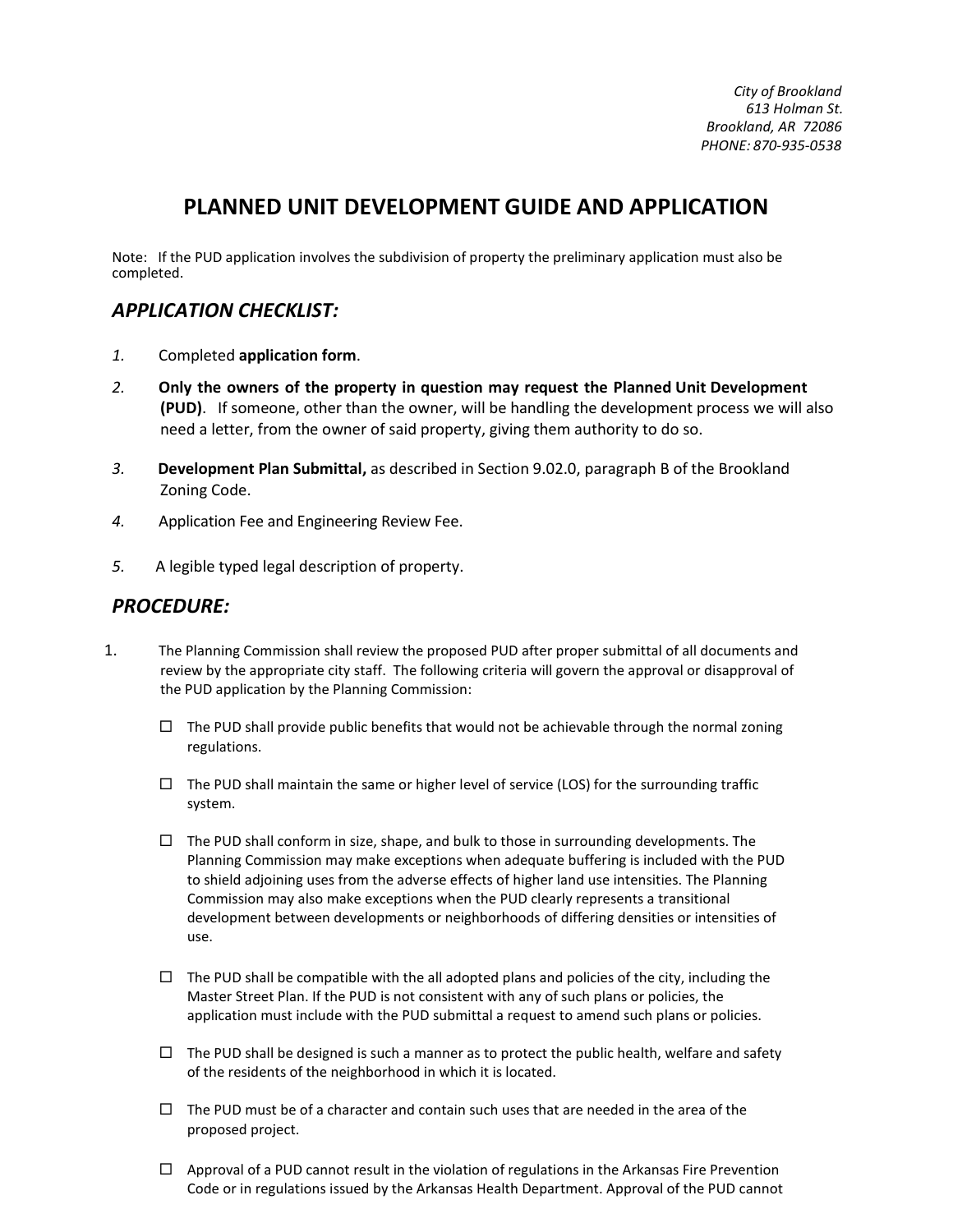*City of Brookland*
*613 Holman St.*
*Brookland, AR 72086*
*PHONE: 870-935-0538*

# PLANNED UNIT DEVELOPMENT GUIDE AND APPLICATION

Note: If the PUD application involves the subdivision of property the preliminary application must also be completed.

## *APPLICATION CHECKLIST:*

1. Completed **application form**.
2. **Only the owners of the property in question may request the Planned Unit Development (PUD)**. If someone, other than the owner, will be handling the development process we will also need a letter, from the owner of said property, giving them authority to do so.
3. **Development Plan Submittal,** as described in Section 9.02.0, paragraph B of the Brookland Zoning Code.
4. Application Fee and Engineering Review Fee.
5. A legible typed legal description of property.

## *PROCEDURE:*

1. The Planning Commission shall review the proposed PUD after proper submittal of all documents and review by the appropriate city staff. The following criteria will govern the approval or disapproval of the PUD application by the Planning Commission:

   - ☐ The PUD shall provide public benefits that would not be achievable through the normal zoning regulations.
   - ☐ The PUD shall maintain the same or higher level of service (LOS) for the surrounding traffic system.
   - ☐ The PUD shall conform in size, shape, and bulk to those in surrounding developments. The Planning Commission may make exceptions when adequate buffering is included with the PUD to shield adjoining uses from the adverse effects of higher land use intensities. The Planning Commission may also make exceptions when the PUD clearly represents a transitional development between developments or neighborhoods of differing densities or intensities of use.
   - ☐ The PUD shall be compatible with the all adopted plans and policies of the city, including the Master Street Plan. If the PUD is not consistent with any of such plans or policies, the application must include with the PUD submittal a request to amend such plans or policies.
   - ☐ The PUD shall be designed is such a manner as to protect the public health, welfare and safety of the residents of the neighborhood in which it is located.
   - ☐ The PUD must be of a character and contain such uses that are needed in the area of the proposed project.
   - ☐ Approval of a PUD cannot result in the violation of regulations in the Arkansas Fire Prevention Code or in regulations issued by the Arkansas Health Department. Approval of the PUD cannot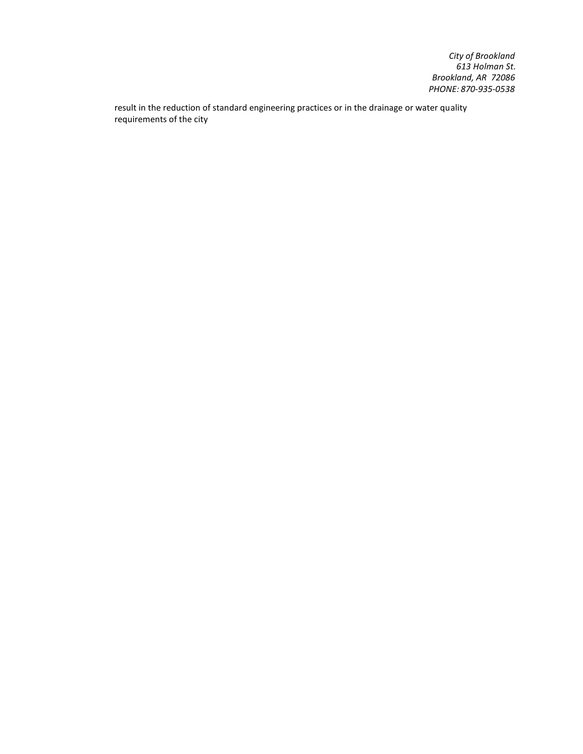result in the reduction of standard engineering practices or in the drainage or water quality requirements of the city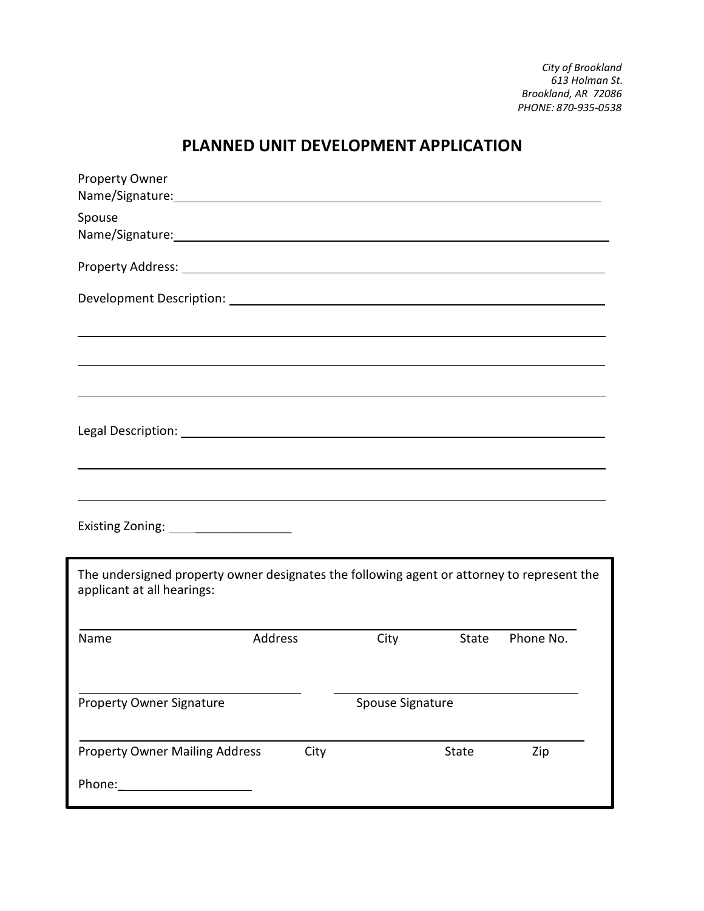*City of Brookland*
*613 Holman St.*
*Brookland, AR 72086*
*PHONE: 870-935-0538*

# PLANNED UNIT DEVELOPMENT APPLICATION

Property Owner Name/Signature: ______________________________________________

Spouse Name/Signature: ______________________________________________

Property Address: ______________________________________________

Development Description: ______________________________________________

______________________________________________

______________________________________________

______________________________________________

Legal Description: ______________________________________________

______________________________________________

______________________________________________

Existing Zoning: ____________________

The undersigned property owner designates the following agent or attorney to represent the applicant at all hearings:

______________________________________________

Name Address City State Phone No.

______________________________ ______________________________

Property Owner Signature Spouse Signature

______________________________________________

Property Owner Mailing Address City State Zip

Phone:____________________